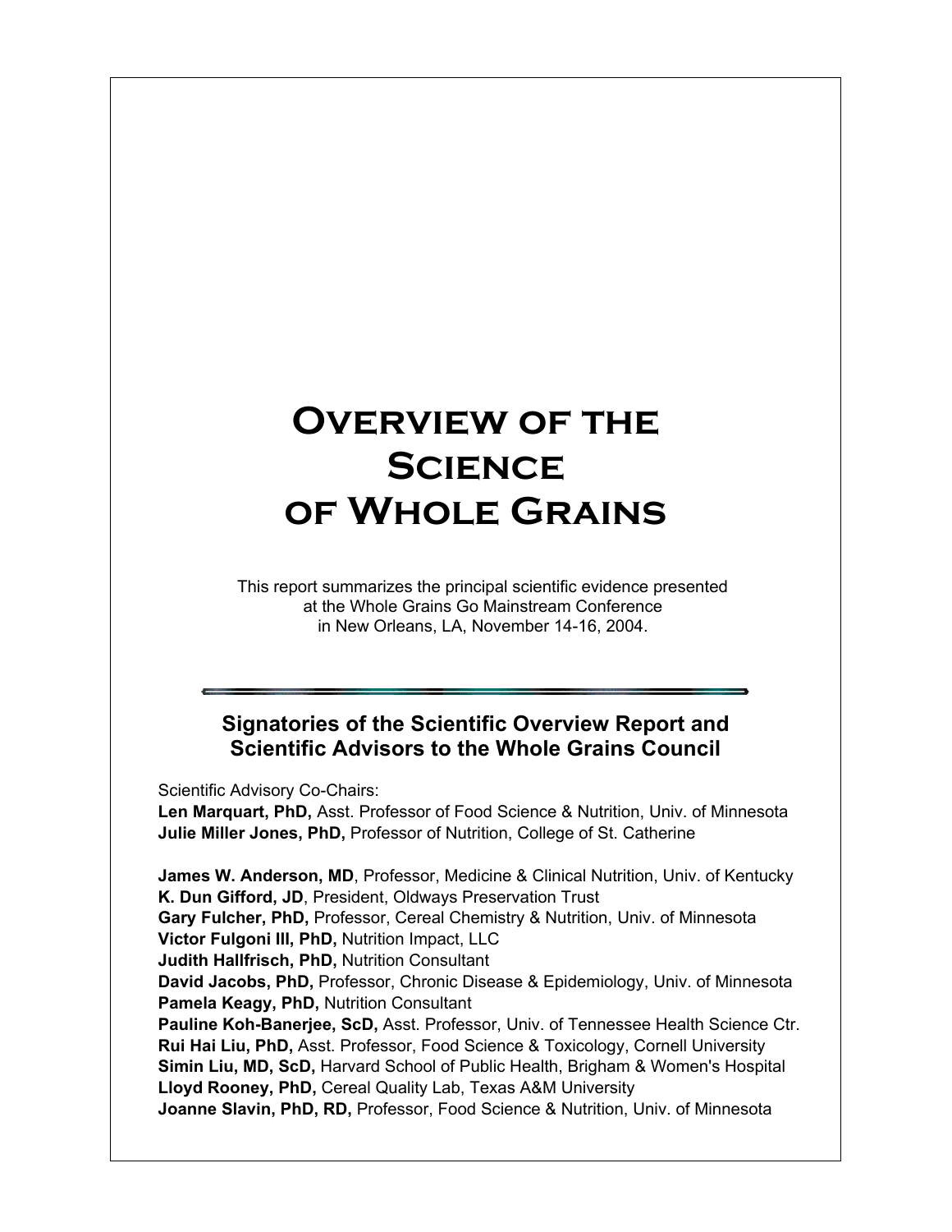# Overview of the Science of Whole Grains

This report summarizes the principal scientific evidence presented at the Whole Grains Go Mainstream Conference in New Orleans, LA, November 14-16, 2004.

## Signatories of the Scientific Overview Report and Scientific Advisors to the Whole Grains Council

Scientific Advisory Co-Chairs:
**Len Marquart, PhD,** Asst. Professor of Food Science & Nutrition, Univ. of Minnesota
**Julie Miller Jones, PhD,** Professor of Nutrition, College of St. Catherine

**James W. Anderson, MD**, Professor, Medicine & Clinical Nutrition, Univ. of Kentucky
**K. Dun Gifford, JD**, President, Oldways Preservation Trust
**Gary Fulcher, PhD,** Professor, Cereal Chemistry & Nutrition, Univ. of Minnesota
**Victor Fulgoni III, PhD,** Nutrition Impact, LLC
**Judith Hallfrisch, PhD,** Nutrition Consultant
**David Jacobs, PhD,** Professor, Chronic Disease & Epidemiology, Univ. of Minnesota
**Pamela Keagy, PhD,** Nutrition Consultant
**Pauline Koh-Banerjee, ScD,** Asst. Professor, Univ. of Tennessee Health Science Ctr.
**Rui Hai Liu, PhD,** Asst. Professor, Food Science & Toxicology, Cornell University
**Simin Liu, MD, ScD,** Harvard School of Public Health, Brigham & Women's Hospital
**Lloyd Rooney, PhD,** Cereal Quality Lab, Texas A&M University
**Joanne Slavin, PhD, RD,** Professor, Food Science & Nutrition, Univ. of Minnesota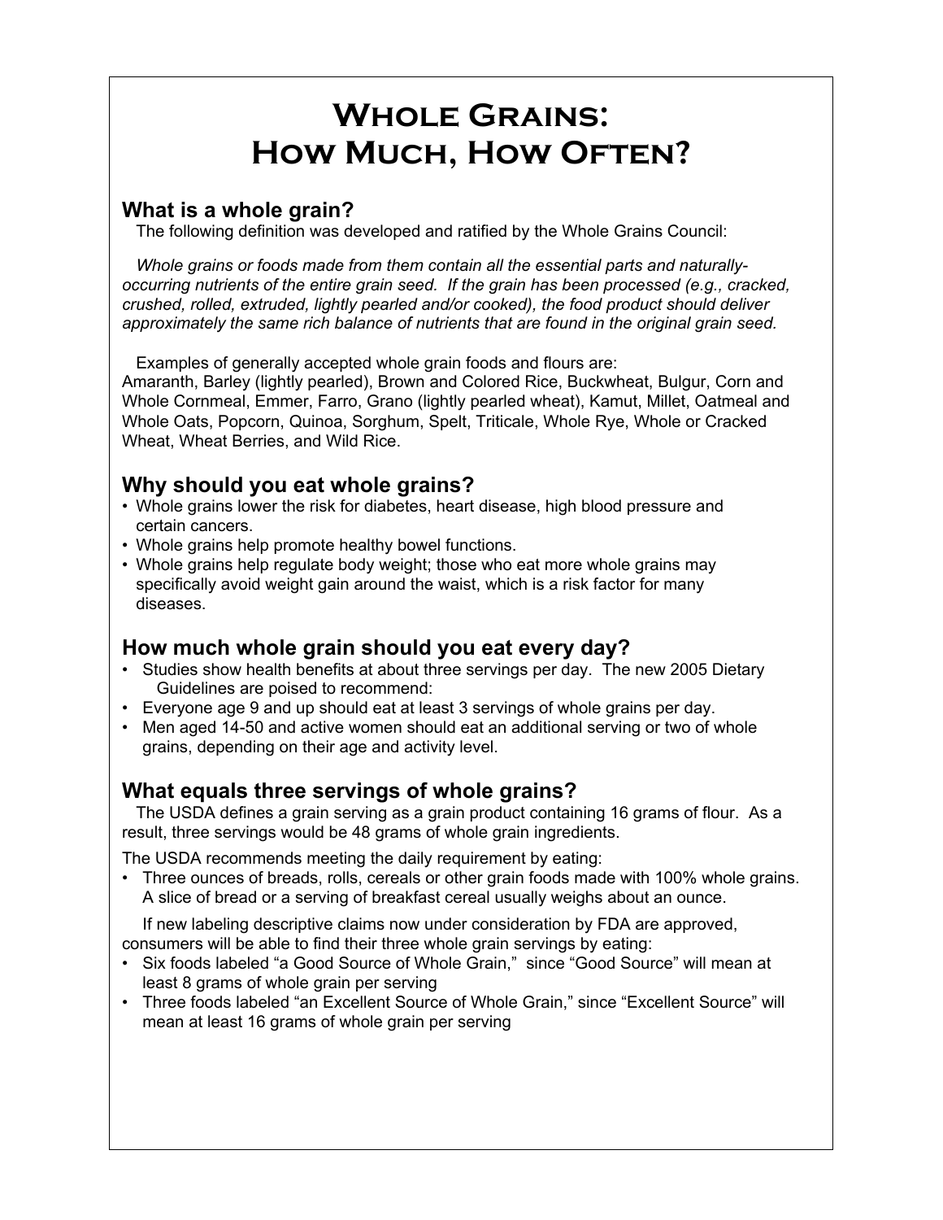# Whole Grains: How Much, How Often?

## What is a whole grain?

The following definition was developed and ratified by the Whole Grains Council:

*Whole grains or foods made from them contain all the essential parts and naturally-occurring nutrients of the entire grain seed. If the grain has been processed (e.g., cracked, crushed, rolled, extruded, lightly pearled and/or cooked), the food product should deliver approximately the same rich balance of nutrients that are found in the original grain seed.*

Examples of generally accepted whole grain foods and flours are:
Amaranth, Barley (lightly pearled), Brown and Colored Rice, Buckwheat, Bulgur, Corn and Whole Cornmeal, Emmer, Farro, Grano (lightly pearled wheat), Kamut, Millet, Oatmeal and Whole Oats, Popcorn, Quinoa, Sorghum, Spelt, Triticale, Whole Rye, Whole or Cracked Wheat, Wheat Berries, and Wild Rice.

## Why should you eat whole grains?

- Whole grains lower the risk for diabetes, heart disease, high blood pressure and certain cancers.
- Whole grains help promote healthy bowel functions.
- Whole grains help regulate body weight; those who eat more whole grains may specifically avoid weight gain around the waist, which is a risk factor for many diseases.

## How much whole grain should you eat every day?

- Studies show health benefits at about three servings per day. The new 2005 Dietary Guidelines are poised to recommend:
- Everyone age 9 and up should eat at least 3 servings of whole grains per day.
- Men aged 14-50 and active women should eat an additional serving or two of whole grains, depending on their age and activity level.

## What equals three servings of whole grains?

The USDA defines a grain serving as a grain product containing 16 grams of flour. As a result, three servings would be 48 grams of whole grain ingredients.

The USDA recommends meeting the daily requirement by eating:

- Three ounces of breads, rolls, cereals or other grain foods made with 100% whole grains. A slice of bread or a serving of breakfast cereal usually weighs about an ounce.

If new labeling descriptive claims now under consideration by FDA are approved, consumers will be able to find their three whole grain servings by eating:

- Six foods labeled "a Good Source of Whole Grain," since "Good Source" will mean at least 8 grams of whole grain per serving
- Three foods labeled "an Excellent Source of Whole Grain," since "Excellent Source" will mean at least 16 grams of whole grain per serving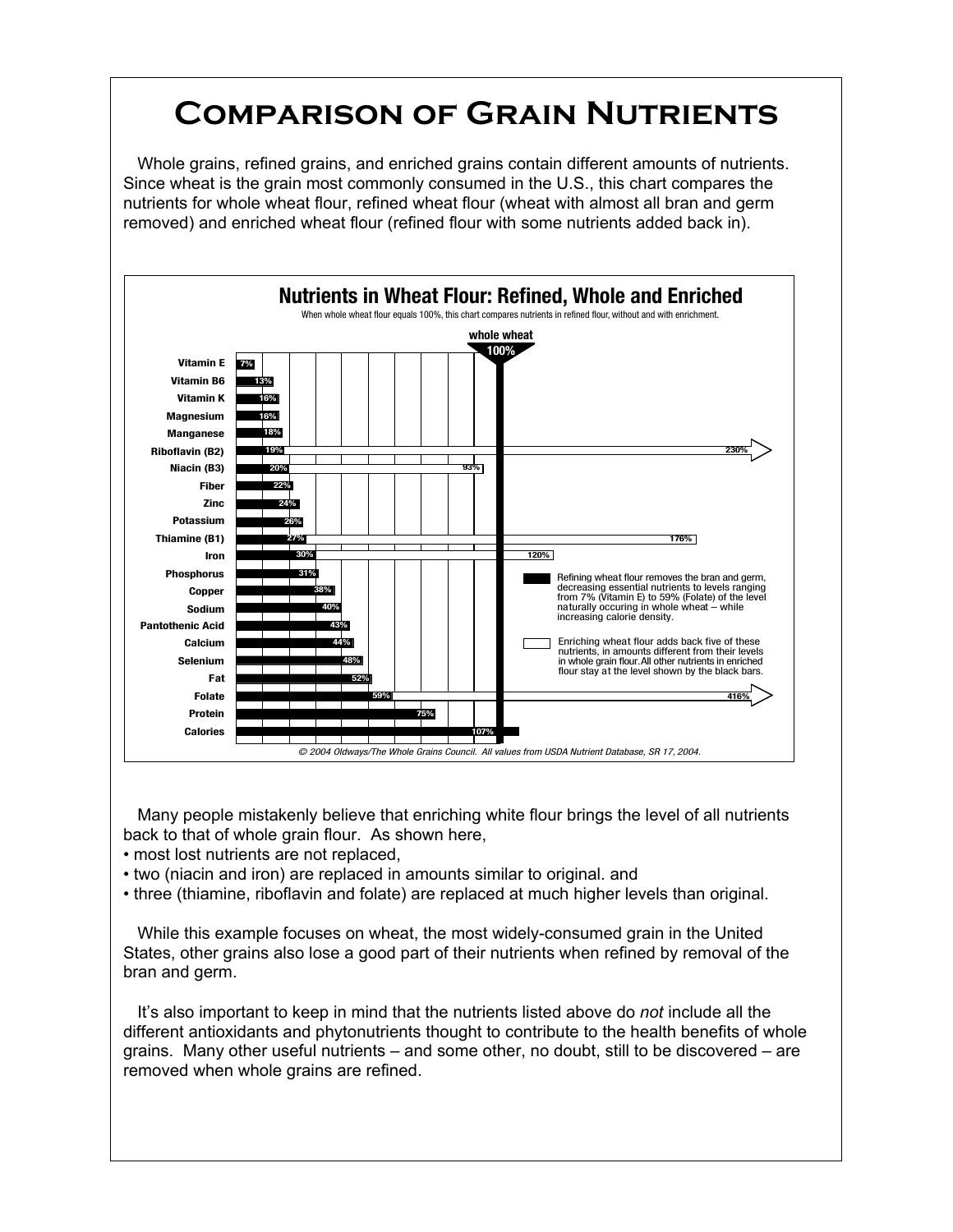# Comparison of Grain Nutrients

Whole grains, refined grains, and enriched grains contain different amounts of nutrients. Since wheat is the grain most commonly consumed in the U.S., this chart compares the nutrients for whole wheat flour, refined wheat flour (wheat with almost all bran and germ removed) and enriched wheat flour (refined flour with some nutrients added back in).

## Nutrients in Wheat Flour: Refined, Whole and Enriched

When whole wheat flour equals 100%, this chart compares nutrients in refined flour, without and with enrichment.

| Nutrient | Refined | Enriched |
|---|---|---|
| Vitamin E | 7% | |
| Vitamin B6 | 13% | |
| Vitamin K | 16% | |
| Magnesium | 16% | |
| Manganese | 18% | |
| Riboflavin (B2) | 19% | 230% |
| Niacin (B3) | 20% | 93% |
| Fiber | 22% | |
| Zinc | 24% | |
| Potassium | 26% | |
| Thiamine (B1) | 27% | 176% |
| Iron | 30% | 120% |
| Phosphorus | 31% | |
| Copper | 38% | |
| Sodium | 40% | |
| Pantothenic Acid | 43% | |
| Calcium | 44% | |
| Selenium | 48% | |
| Fat | 52% | |
| Folate | 59% | 416% |
| Protein | 75% | |
| Calories | 107% | |

whole wheat 100%

Refining wheat flour removes the bran and germ, decreasing essential nutrients to levels ranging from 7% (Vitamin E) to 59% (Folate) of the level naturally occuring in whole wheat – while increasing calorie density.

Enriching wheat flour adds back five of these nutrients, in amounts different from their levels in whole grain flour. All other nutrients in enriched flour stay at the level shown by the black bars.

*© 2004 Oldways/The Whole Grains Council. All values from USDA Nutrient Database, SR 17, 2004.*

Many people mistakenly believe that enriching white flour brings the level of all nutrients back to that of whole grain flour. As shown here,

- most lost nutrients are not replaced,
- two (niacin and iron) are replaced in amounts similar to original. and
- three (thiamine, riboflavin and folate) are replaced at much higher levels than original.

While this example focuses on wheat, the most widely-consumed grain in the United States, other grains also lose a good part of their nutrients when refined by removal of the bran and germ.

It's also important to keep in mind that the nutrients listed above do *not* include all the different antioxidants and phytonutrients thought to contribute to the health benefits of whole grains. Many other useful nutrients – and some other, no doubt, still to be discovered – are removed when whole grains are refined.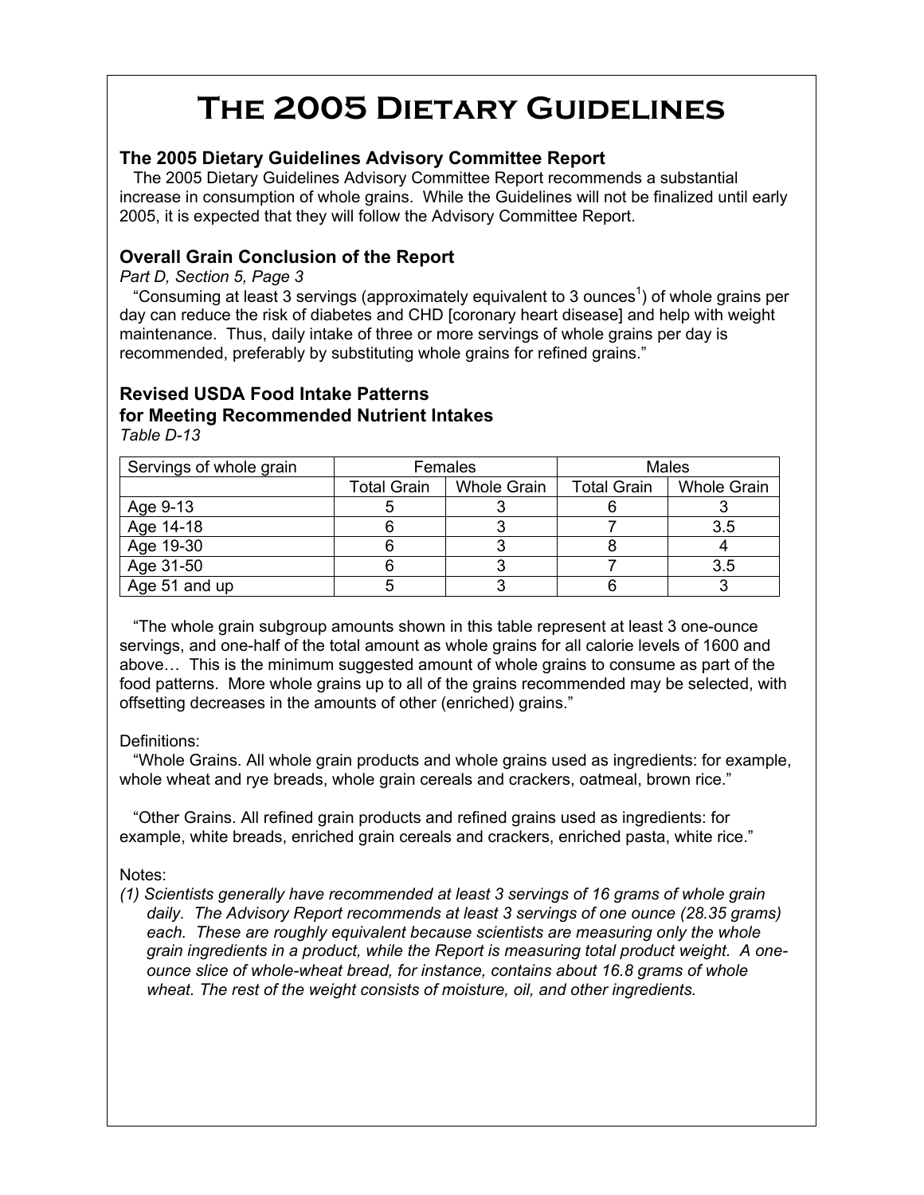# The 2005 Dietary Guidelines

### The 2005 Dietary Guidelines Advisory Committee Report

The 2005 Dietary Guidelines Advisory Committee Report recommends a substantial increase in consumption of whole grains. While the Guidelines will not be finalized until early 2005, it is expected that they will follow the Advisory Committee Report.

### Overall Grain Conclusion of the Report

*Part D, Section 5, Page 3*

"Consuming at least 3 servings (approximately equivalent to 3 ounces[1]) of whole grains per day can reduce the risk of diabetes and CHD [coronary heart disease] and help with weight maintenance. Thus, daily intake of three or more servings of whole grains per day is recommended, preferably by substituting whole grains for refined grains."

### Revised USDA Food Intake Patterns for Meeting Recommended Nutrient Intakes

*Table D-13*

| Servings of whole grain | Females | | Males | |
|---|---|---|---|---|
| | Total Grain | Whole Grain | Total Grain | Whole Grain |
| Age 9-13 | 5 | 3 | 6 | 3 |
| Age 14-18 | 6 | 3 | 7 | 3.5 |
| Age 19-30 | 6 | 3 | 8 | 4 |
| Age 31-50 | 6 | 3 | 7 | 3.5 |
| Age 51 and up | 5 | 3 | 6 | 3 |

"The whole grain subgroup amounts shown in this table represent at least 3 one-ounce servings, and one-half of the total amount as whole grains for all calorie levels of 1600 and above… This is the minimum suggested amount of whole grains to consume as part of the food patterns. More whole grains up to all of the grains recommended may be selected, with offsetting decreases in the amounts of other (enriched) grains."

Definitions:

"Whole Grains. All whole grain products and whole grains used as ingredients: for example, whole wheat and rye breads, whole grain cereals and crackers, oatmeal, brown rice."

"Other Grains. All refined grain products and refined grains used as ingredients: for example, white breads, enriched grain cereals and crackers, enriched pasta, white rice."

Notes:

*(1) Scientists generally have recommended at least 3 servings of 16 grams of whole grain daily. The Advisory Report recommends at least 3 servings of one ounce (28.35 grams) each. These are roughly equivalent because scientists are measuring only the whole grain ingredients in a product, while the Report is measuring total product weight. A one-ounce slice of whole-wheat bread, for instance, contains about 16.8 grams of whole wheat. The rest of the weight consists of moisture, oil, and other ingredients.*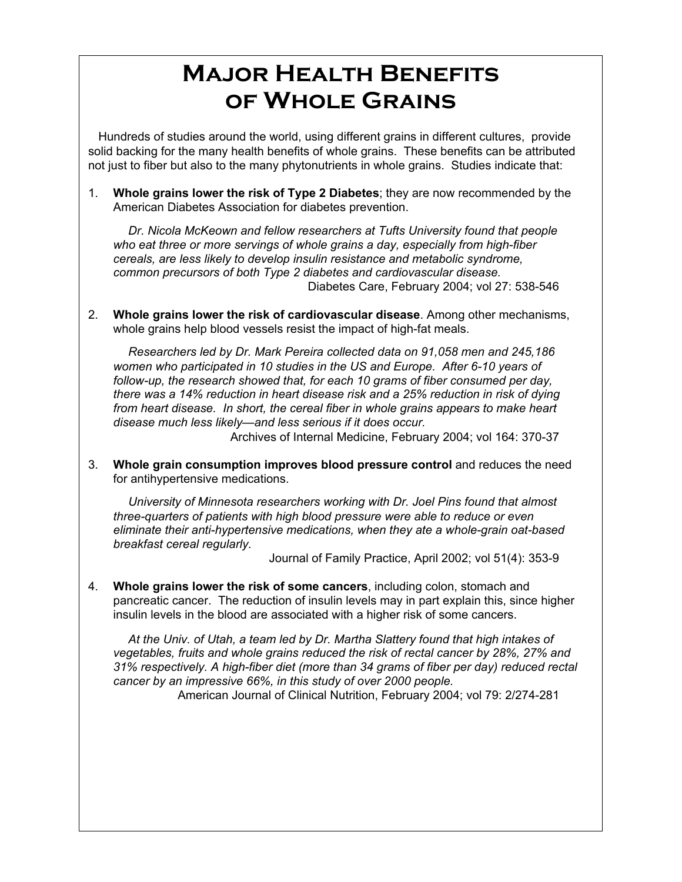# Major Health Benefits of Whole Grains

Hundreds of studies around the world, using different grains in different cultures, provide solid backing for the many health benefits of whole grains. These benefits can be attributed not just to fiber but also to the many phytonutrients in whole grains. Studies indicate that:

1. **Whole grains lower the risk of Type 2 Diabetes**; they are now recommended by the American Diabetes Association for diabetes prevention.

   *Dr. Nicola McKeown and fellow researchers at Tufts University found that people who eat three or more servings of whole grains a day, especially from high-fiber cereals, are less likely to develop insulin resistance and metabolic syndrome, common precursors of both Type 2 diabetes and cardiovascular disease.*

   Diabetes Care, February 2004; vol 27: 538-546

2. **Whole grains lower the risk of cardiovascular disease**. Among other mechanisms, whole grains help blood vessels resist the impact of high-fat meals.

   *Researchers led by Dr. Mark Pereira collected data on 91,058 men and 245,186 women who participated in 10 studies in the US and Europe. After 6-10 years of follow-up, the research showed that, for each 10 grams of fiber consumed per day, there was a 14% reduction in heart disease risk and a 25% reduction in risk of dying from heart disease. In short, the cereal fiber in whole grains appears to make heart disease much less likely—and less serious if it does occur.*

   Archives of Internal Medicine, February 2004; vol 164: 370-37

3. **Whole grain consumption improves blood pressure control** and reduces the need for antihypertensive medications.

   *University of Minnesota researchers working with Dr. Joel Pins found that almost three-quarters of patients with high blood pressure were able to reduce or even eliminate their anti-hypertensive medications, when they ate a whole-grain oat-based breakfast cereal regularly.*

   Journal of Family Practice, April 2002; vol 51(4): 353-9

4. **Whole grains lower the risk of some cancers**, including colon, stomach and pancreatic cancer. The reduction of insulin levels may in part explain this, since higher insulin levels in the blood are associated with a higher risk of some cancers.

   *At the Univ. of Utah, a team led by Dr. Martha Slattery found that high intakes of vegetables, fruits and whole grains reduced the risk of rectal cancer by 28%, 27% and 31% respectively. A high-fiber diet (more than 34 grams of fiber per day) reduced rectal cancer by an impressive 66%, in this study of over 2000 people.*

   American Journal of Clinical Nutrition, February 2004; vol 79: 2/274-281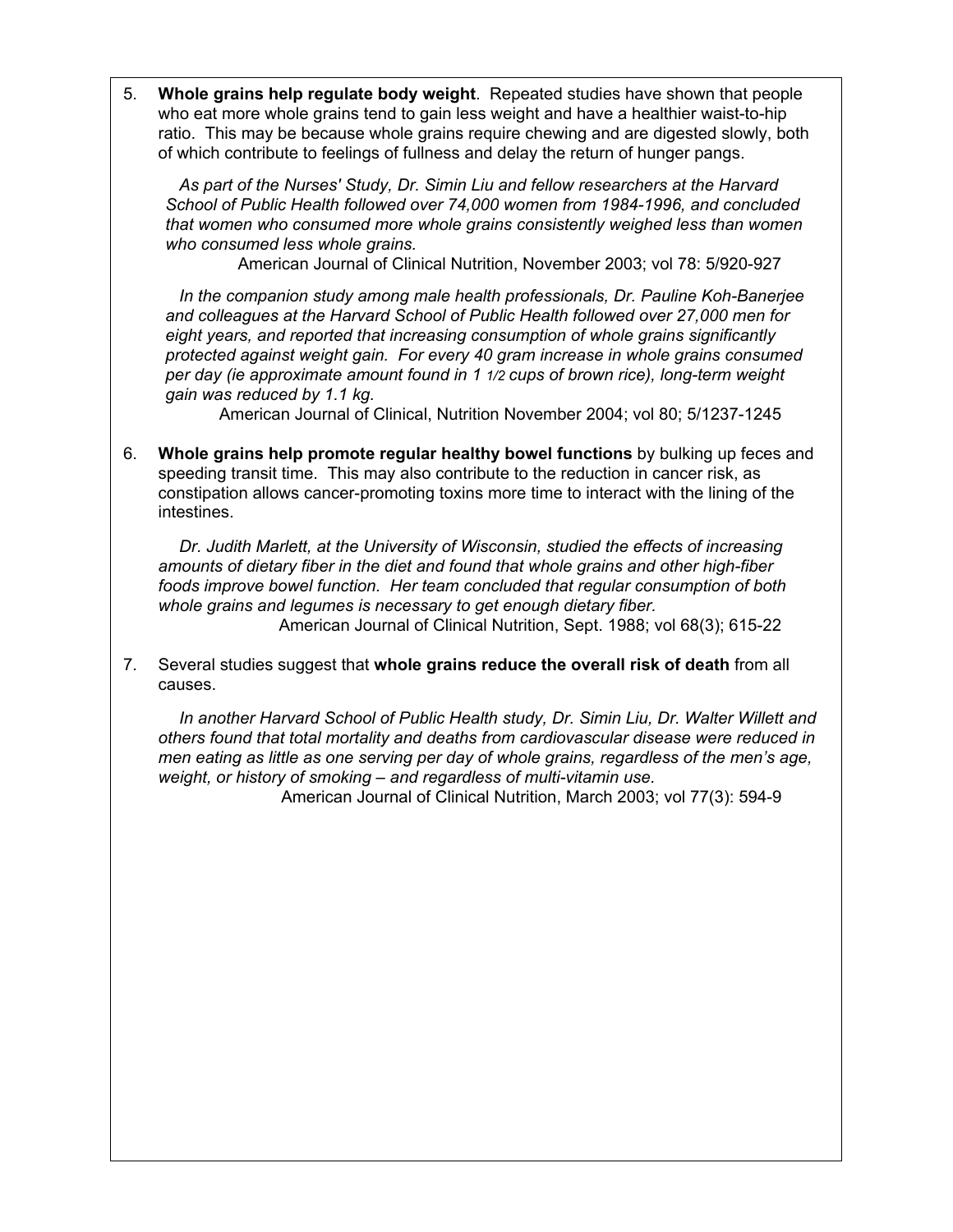5. **Whole grains help regulate body weight**. Repeated studies have shown that people who eat more whole grains tend to gain less weight and have a healthier waist-to-hip ratio. This may be because whole grains require chewing and are digested slowly, both of which contribute to feelings of fullness and delay the return of hunger pangs.

   *As part of the Nurses' Study, Dr. Simin Liu and fellow researchers at the Harvard School of Public Health followed over 74,000 women from 1984-1996, and concluded that women who consumed more whole grains consistently weighed less than women who consumed less whole grains.*

   American Journal of Clinical Nutrition, November 2003; vol 78: 5/920-927

   *In the companion study among male health professionals, Dr. Pauline Koh-Banerjee and colleagues at the Harvard School of Public Health followed over 27,000 men for eight years, and reported that increasing consumption of whole grains significantly protected against weight gain. For every 40 gram increase in whole grains consumed per day (ie approximate amount found in 1 1/2 cups of brown rice), long-term weight gain was reduced by 1.1 kg.*

   American Journal of Clinical, Nutrition November 2004; vol 80; 5/1237-1245

6. **Whole grains help promote regular healthy bowel functions** by bulking up feces and speeding transit time. This may also contribute to the reduction in cancer risk, as constipation allows cancer-promoting toxins more time to interact with the lining of the intestines.

   *Dr. Judith Marlett, at the University of Wisconsin, studied the effects of increasing amounts of dietary fiber in the diet and found that whole grains and other high-fiber foods improve bowel function. Her team concluded that regular consumption of both whole grains and legumes is necessary to get enough dietary fiber.*

   American Journal of Clinical Nutrition, Sept. 1988; vol 68(3); 615-22

7. Several studies suggest that **whole grains reduce the overall risk of death** from all causes.

   *In another Harvard School of Public Health study, Dr. Simin Liu, Dr. Walter Willett and others found that total mortality and deaths from cardiovascular disease were reduced in men eating as little as one serving per day of whole grains, regardless of the men's age, weight, or history of smoking – and regardless of multi-vitamin use.*

   American Journal of Clinical Nutrition, March 2003; vol 77(3): 594-9